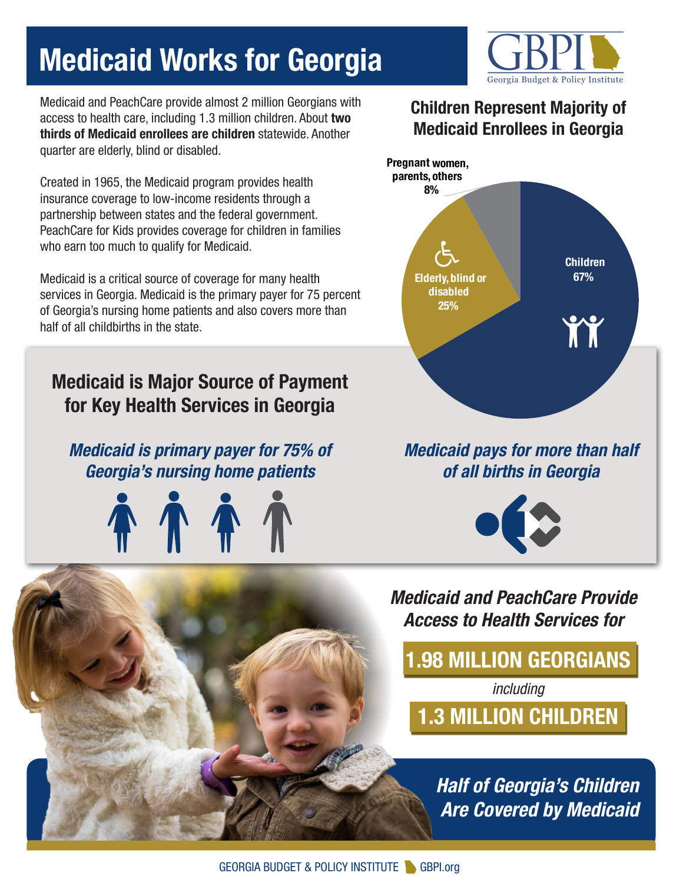# Medicaid Works for Georgia

GBPI
Georgia Budget & Policy Institute

Medicaid and PeachCare provide almost 2 million Georgians with access to health care, including 1.3 million children. About **two thirds of Medicaid enrollees are children** statewide. Another quarter are elderly, blind or disabled.

Created in 1965, the Medicaid program provides health insurance coverage to low-income residents through a partnership between states and the federal government. PeachCare for Kids provides coverage for children in families who earn too much to qualify for Medicaid.

Medicaid is a critical source of coverage for many health services in Georgia. Medicaid is the primary payer for 75 percent of Georgia's nursing home patients and also covers more than half of all childbirths in the state.

## Children Represent Majority of Medicaid Enrollees in Georgia

| Group | Share |
| --- | --- |
| Children | 67% |
| Elderly, blind or disabled | 25% |
| Pregnant women, parents, others | 8% |

## Medicaid is Major Source of Payment for Key Health Services in Georgia

*Medicaid is primary payer for 75% of Georgia's nursing home patients*

*Medicaid pays for more than half of all births in Georgia*

*Medicaid and PeachCare Provide Access to Health Services for*

**1.98 MILLION GEORGIANS**

*including*

**1.3 MILLION CHILDREN**

*Half of Georgia's Children Are Covered by Medicaid*

GEORGIA BUDGET & POLICY INSTITUTE GBPI.org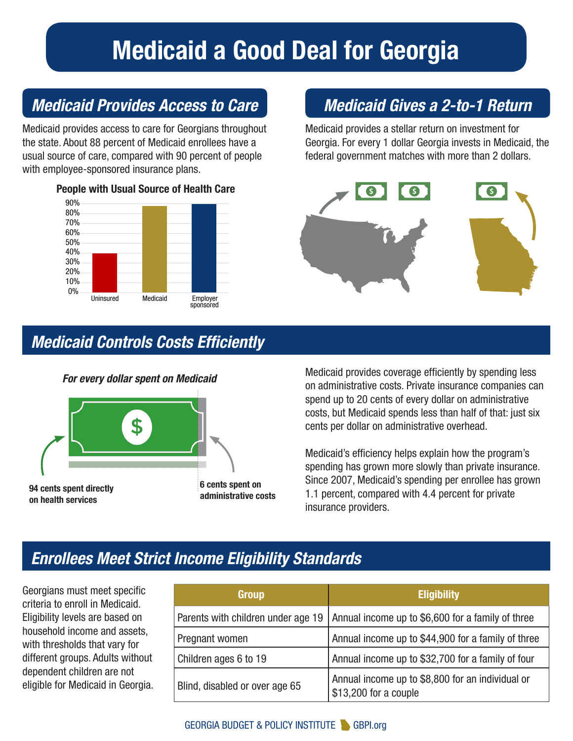# Medicaid a Good Deal for Georgia

## *Medicaid Provides Access to Care*

Medicaid provides access to care for Georgians throughout the state. About 88 percent of Medicaid enrollees have a usual source of care, compared with 90 percent of people with employee-sponsored insurance plans.

**People with Usual Source of Health Care**

90%
80%
70%
60%
50%
40%
30%
20%
10%
0%

Uninsured
Medicaid
Employer sponsored

## *Medicaid Gives a 2-to-1 Return*

Medicaid provides a stellar return on investment for Georgia. For every 1 dollar Georgia invests in Medicaid, the federal government matches with more than 2 dollars.

## *Medicaid Controls Costs Efficiently*

*For every dollar spent on Medicaid*

**94 cents spent directly on health services**

**6 cents spent on administrative costs**

Medicaid provides coverage efficiently by spending less on administrative costs. Private insurance companies can spend up to 20 cents of every dollar on administrative costs, but Medicaid spends less than half of that: just six cents per dollar on administrative overhead.

Medicaid's efficiency helps explain how the program's spending has grown more slowly than private insurance. Since 2007, Medicaid's spending per enrollee has grown 1.1 percent, compared with 4.4 percent for private insurance providers.

## *Enrollees Meet Strict Income Eligibility Standards*

Georgians must meet specific criteria to enroll in Medicaid. Eligibility levels are based on household income and assets, with thresholds that vary for different groups. Adults without dependent children are not eligible for Medicaid in Georgia.

| Group | Eligibility |
|---|---|
| Parents with children under age 19 | Annual income up to $6,600 for a family of three |
| Pregnant women | Annual income up to $44,900 for a family of three |
| Children ages 6 to 19 | Annual income up to $32,700 for a family of four |
| Blind, disabled or over age 65 | Annual income up to $8,800 for an individual or $13,200 for a couple |

GEORGIA BUDGET & POLICY INSTITUTE GBPI.org